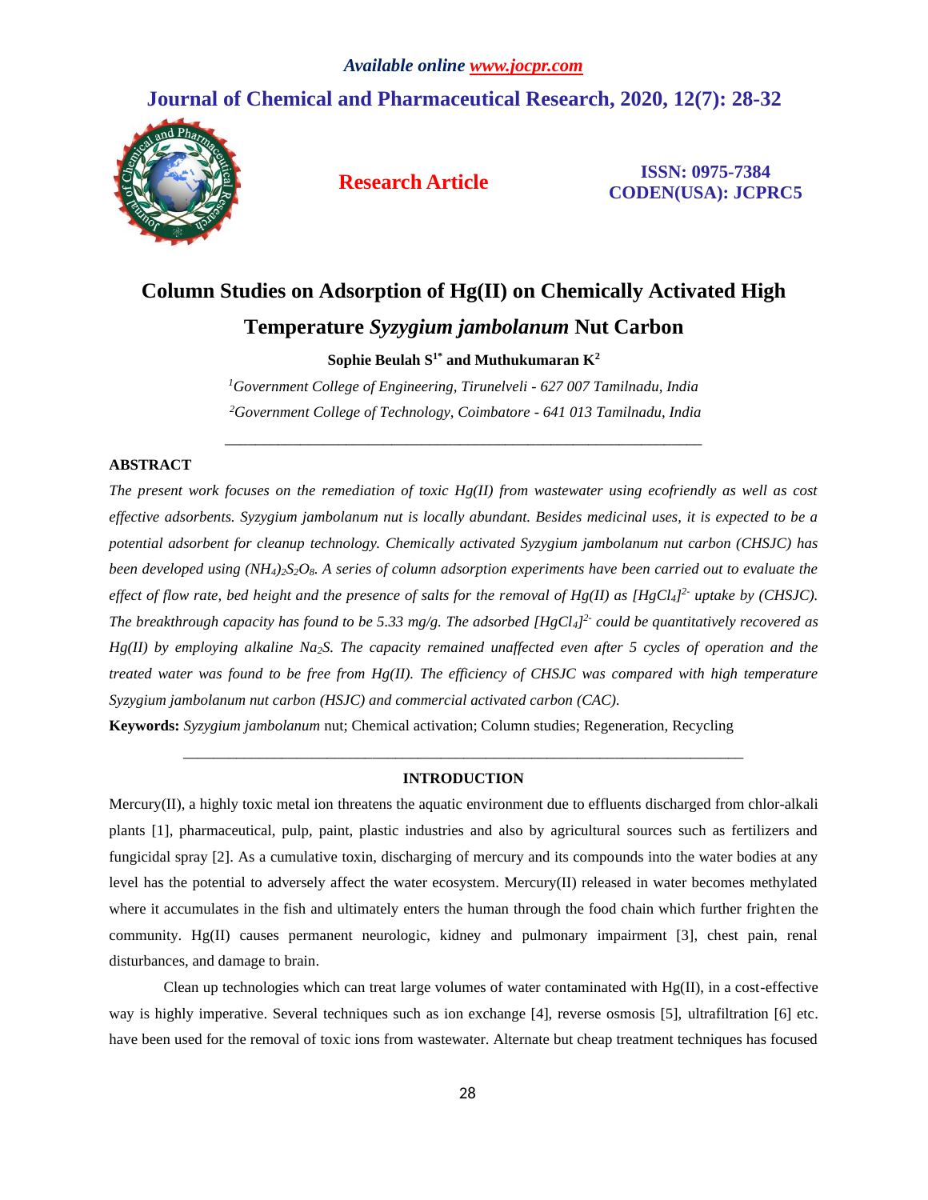# Column Studies on Adsorption of Hg(II) on Chemically Activated High Temperature *Syzygium jambolanum* Nut Carbon

**Sophie Beulah S[1*] and Muthukumaran K[2]**

*[1]Government College of Engineering, Tirunelveli - 627 007 Tamilnadu, India*

*[2]Government College of Technology, Coimbatore - 641 013 Tamilnadu, India*

---

## ABSTRACT

*The present work focuses on the remediation of toxic Hg(II) from wastewater using ecofriendly as well as cost effective adsorbents. Syzygium jambolanum nut is locally abundant. Besides medicinal uses, it is expected to be a potential adsorbent for cleanup technology. Chemically activated Syzygium jambolanum nut carbon (CHSJC) has been developed using $(NH_4)_2S_2O_8$. A series of column adsorption experiments have been carried out to evaluate the effect of flow rate, bed height and the presence of salts for the removal of Hg(II) as $[HgCl_4]^{2-}$ uptake by (CHSJC). The breakthrough capacity has found to be 5.33 mg/g. The adsorbed $[HgCl_4]^{2-}$ could be quantitatively recovered as Hg(II) by employing alkaline $Na_2S$. The capacity remained unaffected even after 5 cycles of operation and the treated water was found to be free from Hg(II). The efficiency of CHSJC was compared with high temperature Syzygium jambolanum nut carbon (HSJC) and commercial activated carbon (CAC).*

**Keywords:** *Syzygium jambolanum* nut; Chemical activation; Column studies; Regeneration, Recycling

---

## INTRODUCTION

Mercury(II), a highly toxic metal ion threatens the aquatic environment due to effluents discharged from chlor-alkali plants [1], pharmaceutical, pulp, paint, plastic industries and also by agricultural sources such as fertilizers and fungicidal spray [2]. As a cumulative toxin, discharging of mercury and its compounds into the water bodies at any level has the potential to adversely affect the water ecosystem. Mercury(II) released in water becomes methylated where it accumulates in the fish and ultimately enters the human through the food chain which further frighten the community. Hg(II) causes permanent neurologic, kidney and pulmonary impairment [3], chest pain, renal disturbances, and damage to brain.

Clean up technologies which can treat large volumes of water contaminated with Hg(II), in a cost-effective way is highly imperative. Several techniques such as ion exchange [4], reverse osmosis [5], ultrafiltration [6] etc. have been used for the removal of toxic ions from wastewater. Alternate but cheap treatment techniques has focused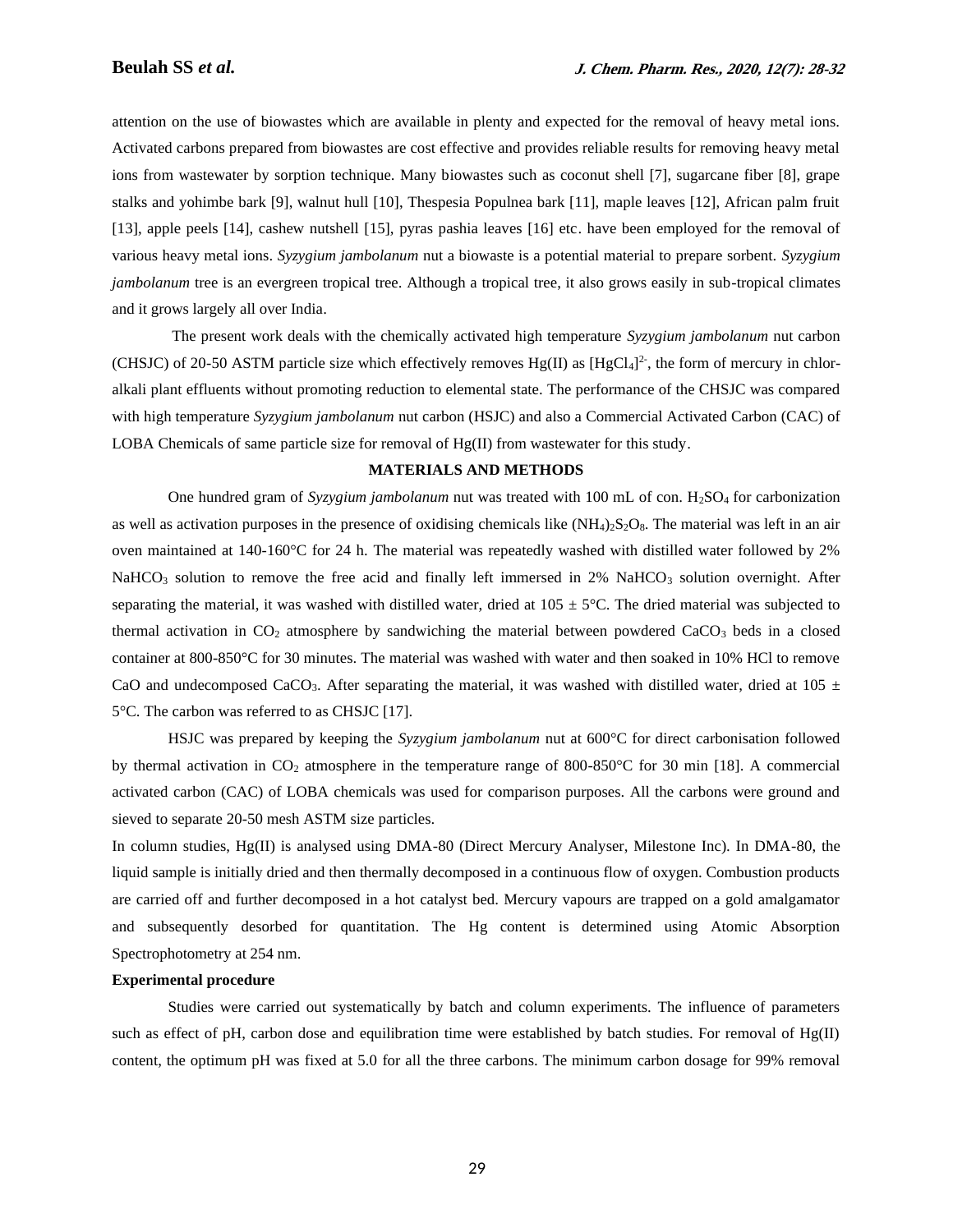attention on the use of biowastes which are available in plenty and expected for the removal of heavy metal ions. Activated carbons prepared from biowastes are cost effective and provides reliable results for removing heavy metal ions from wastewater by sorption technique. Many biowastes such as coconut shell [7], sugarcane fiber [8], grape stalks and yohimbe bark [9], walnut hull [10], Thespesia Populnea bark [11], maple leaves [12], African palm fruit [13], apple peels [14], cashew nutshell [15], pyras pashia leaves [16] etc. have been employed for the removal of various heavy metal ions. *Syzygium jambolanum* nut a biowaste is a potential material to prepare sorbent. *Syzygium jambolanum* tree is an evergreen tropical tree. Although a tropical tree, it also grows easily in sub-tropical climates and it grows largely all over India.

The present work deals with the chemically activated high temperature *Syzygium jambolanum* nut carbon (CHSJC) of 20-50 ASTM particle size which effectively removes Hg(II) as $[HgCl_4]^{2-}$, the form of mercury in chlor-alkali plant effluents without promoting reduction to elemental state. The performance of the CHSJC was compared with high temperature *Syzygium jambolanum* nut carbon (HSJC) and also a Commercial Activated Carbon (CAC) of LOBA Chemicals of same particle size for removal of Hg(II) from wastewater for this study.

## MATERIALS AND METHODS

One hundred gram of *Syzygium jambolanum* nut was treated with 100 mL of con. $H_2SO_4$ for carbonization as well as activation purposes in the presence of oxidising chemicals like $(NH_4)_2S_2O_8$. The material was left in an air oven maintained at 140-160°C for 24 h. The material was repeatedly washed with distilled water followed by 2% $NaHCO_3$ solution to remove the free acid and finally left immersed in 2% $NaHCO_3$ solution overnight. After separating the material, it was washed with distilled water, dried at 105 ± 5°C. The dried material was subjected to thermal activation in $CO_2$ atmosphere by sandwiching the material between powdered $CaCO_3$ beds in a closed container at 800-850°C for 30 minutes. The material was washed with water and then soaked in 10% HCl to remove CaO and undecomposed $CaCO_3$. After separating the material, it was washed with distilled water, dried at 105 ± 5°C. The carbon was referred to as CHSJC [17].

HSJC was prepared by keeping the *Syzygium jambolanum* nut at 600°C for direct carbonisation followed by thermal activation in $CO_2$ atmosphere in the temperature range of 800-850°C for 30 min [18]. A commercial activated carbon (CAC) of LOBA chemicals was used for comparison purposes. All the carbons were ground and sieved to separate 20-50 mesh ASTM size particles.

In column studies, Hg(II) is analysed using DMA-80 (Direct Mercury Analyser, Milestone Inc). In DMA-80, the liquid sample is initially dried and then thermally decomposed in a continuous flow of oxygen. Combustion products are carried off and further decomposed in a hot catalyst bed. Mercury vapours are trapped on a gold amalgamator and subsequently desorbed for quantitation. The Hg content is determined using Atomic Absorption Spectrophotometry at 254 nm.

### Experimental procedure

Studies were carried out systematically by batch and column experiments. The influence of parameters such as effect of pH, carbon dose and equilibration time were established by batch studies. For removal of Hg(II) content, the optimum pH was fixed at 5.0 for all the three carbons. The minimum carbon dosage for 99% removal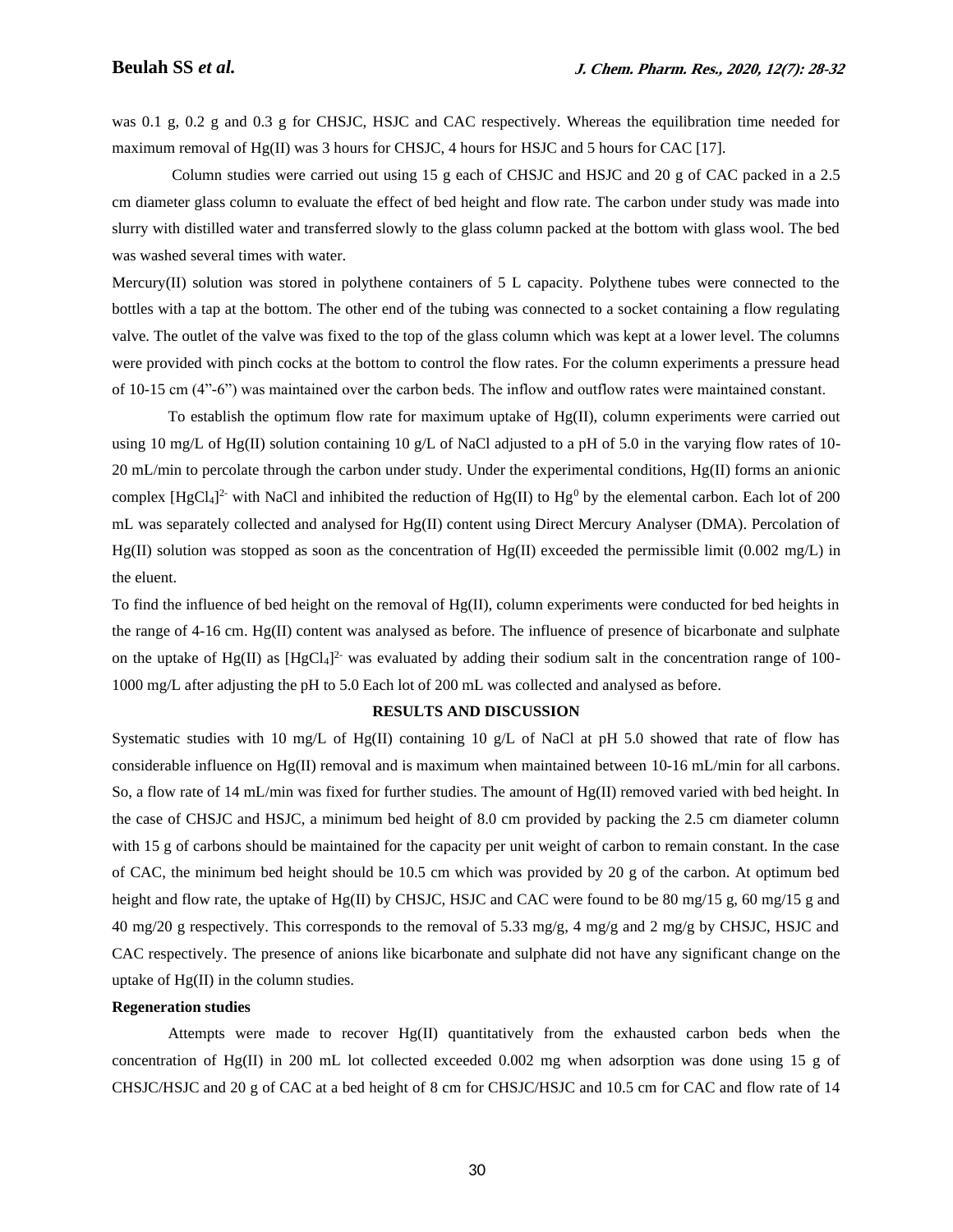was 0.1 g, 0.2 g and 0.3 g for CHSJC, HSJC and CAC respectively. Whereas the equilibration time needed for maximum removal of Hg(II) was 3 hours for CHSJC, 4 hours for HSJC and 5 hours for CAC [17].

Column studies were carried out using 15 g each of CHSJC and HSJC and 20 g of CAC packed in a 2.5 cm diameter glass column to evaluate the effect of bed height and flow rate. The carbon under study was made into slurry with distilled water and transferred slowly to the glass column packed at the bottom with glass wool. The bed was washed several times with water.

Mercury(II) solution was stored in polythene containers of 5 L capacity. Polythene tubes were connected to the bottles with a tap at the bottom. The other end of the tubing was connected to a socket containing a flow regulating valve. The outlet of the valve was fixed to the top of the glass column which was kept at a lower level. The columns were provided with pinch cocks at the bottom to control the flow rates. For the column experiments a pressure head of 10-15 cm (4"-6") was maintained over the carbon beds. The inflow and outflow rates were maintained constant.

To establish the optimum flow rate for maximum uptake of Hg(II), column experiments were carried out using 10 mg/L of Hg(II) solution containing 10 g/L of NaCl adjusted to a pH of 5.0 in the varying flow rates of 10-20 mL/min to percolate through the carbon under study. Under the experimental conditions, Hg(II) forms an anionic complex $[HgCl_4]^{2-}$ with NaCl and inhibited the reduction of Hg(II) to $Hg^0$ by the elemental carbon. Each lot of 200 mL was separately collected and analysed for Hg(II) content using Direct Mercury Analyser (DMA). Percolation of Hg(II) solution was stopped as soon as the concentration of Hg(II) exceeded the permissible limit (0.002 mg/L) in the eluent.

To find the influence of bed height on the removal of Hg(II), column experiments were conducted for bed heights in the range of 4-16 cm. Hg(II) content was analysed as before. The influence of presence of bicarbonate and sulphate on the uptake of Hg(II) as $[HgCl_4]^{2-}$ was evaluated by adding their sodium salt in the concentration range of 100-1000 mg/L after adjusting the pH to 5.0 Each lot of 200 mL was collected and analysed as before.

## RESULTS AND DISCUSSION

Systematic studies with 10 mg/L of Hg(II) containing 10 g/L of NaCl at pH 5.0 showed that rate of flow has considerable influence on Hg(II) removal and is maximum when maintained between 10-16 mL/min for all carbons. So, a flow rate of 14 mL/min was fixed for further studies. The amount of Hg(II) removed varied with bed height. In the case of CHSJC and HSJC, a minimum bed height of 8.0 cm provided by packing the 2.5 cm diameter column with 15 g of carbons should be maintained for the capacity per unit weight of carbon to remain constant. In the case of CAC, the minimum bed height should be 10.5 cm which was provided by 20 g of the carbon. At optimum bed height and flow rate, the uptake of Hg(II) by CHSJC, HSJC and CAC were found to be 80 mg/15 g, 60 mg/15 g and 40 mg/20 g respectively. This corresponds to the removal of 5.33 mg/g, 4 mg/g and 2 mg/g by CHSJC, HSJC and CAC respectively. The presence of anions like bicarbonate and sulphate did not have any significant change on the uptake of Hg(II) in the column studies.

### Regeneration studies

Attempts were made to recover Hg(II) quantitatively from the exhausted carbon beds when the concentration of Hg(II) in 200 mL lot collected exceeded 0.002 mg when adsorption was done using 15 g of CHSJC/HSJC and 20 g of CAC at a bed height of 8 cm for CHSJC/HSJC and 10.5 cm for CAC and flow rate of 14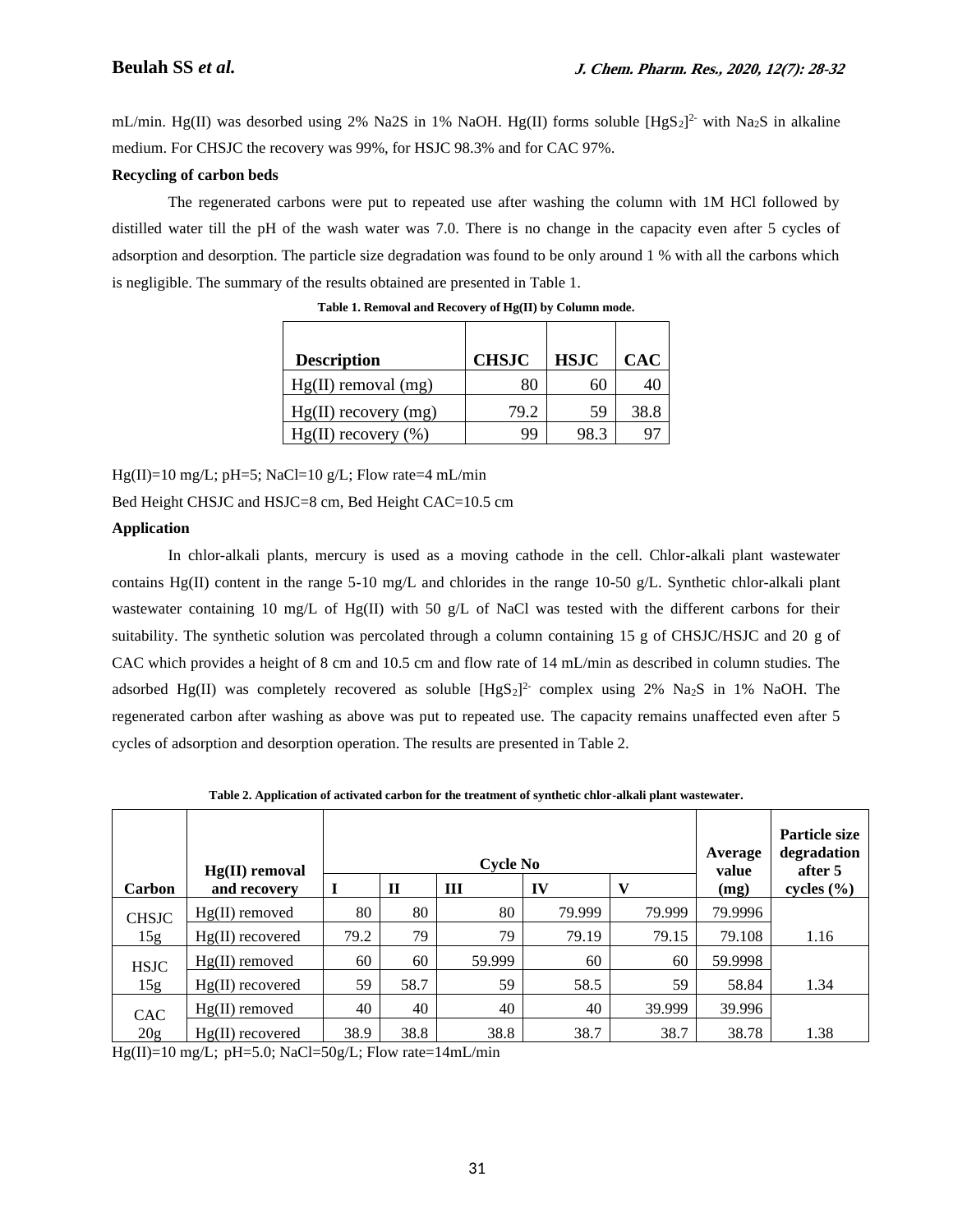mL/min. Hg(II) was desorbed using 2% Na2S in 1% NaOH. Hg(II) forms soluble $[HgS_2]^{2-}$ with $Na_2S$ in alkaline medium. For CHSJC the recovery was 99%, for HSJC 98.3% and for CAC 97%.

**Recycling of carbon beds**

The regenerated carbons were put to repeated use after washing the column with 1M HCl followed by distilled water till the pH of the wash water was 7.0. There is no change in the capacity even after 5 cycles of adsorption and desorption. The particle size degradation was found to be only around 1 % with all the carbons which is negligible. The summary of the results obtained are presented in Table 1.

**Table 1. Removal and Recovery of Hg(II) by Column mode.**

| Description | CHSJC | HSJC | CAC |
|---|---|---|---|
| Hg(II) removal (mg) | 80 | 60 | 40 |
| Hg(II) recovery (mg) | 79.2 | 59 | 38.8 |
| Hg(II) recovery (%) | 99 | 98.3 | 97 |

Hg(II)=10 mg/L; pH=5; NaCl=10 g/L; Flow rate=4 mL/min

Bed Height CHSJC and HSJC=8 cm, Bed Height CAC=10.5 cm

**Application**

In chlor-alkali plants, mercury is used as a moving cathode in the cell. Chlor-alkali plant wastewater contains Hg(II) content in the range 5-10 mg/L and chlorides in the range 10-50 g/L. Synthetic chlor-alkali plant wastewater containing 10 mg/L of Hg(II) with 50 g/L of NaCl was tested with the different carbons for their suitability. The synthetic solution was percolated through a column containing 15 g of CHSJC/HSJC and 20 g of CAC which provides a height of 8 cm and 10.5 cm and flow rate of 14 mL/min as described in column studies. The adsorbed Hg(II) was completely recovered as soluble $[HgS_2]^{2-}$ complex using 2% $Na_2S$ in 1% NaOH. The regenerated carbon after washing as above was put to repeated use. The capacity remains unaffected even after 5 cycles of adsorption and desorption operation. The results are presented in Table 2.

**Table 2. Application of activated carbon for the treatment of synthetic chlor-alkali plant wastewater.**

| Carbon | Hg(II) removal and recovery | Cycle No I | II | III | IV | V | Average value (mg) | Particle size degradation after 5 cycles (%) |
|---|---|---|---|---|---|---|---|---|
| CHSJC 15g | Hg(II) removed | 80 | 80 | 80 | 79.999 | 79.999 | 79.9996 | |
| | Hg(II) recovered | 79.2 | 79 | 79 | 79.19 | 79.15 | 79.108 | 1.16 |
| HSJC 15g | Hg(II) removed | 60 | 60 | 59.999 | 60 | 60 | 59.9998 | |
| | Hg(II) recovered | 59 | 58.7 | 59 | 58.5 | 59 | 58.84 | 1.34 |
| CAC 20g | Hg(II) removed | 40 | 40 | 40 | 40 | 39.999 | 39.996 | |
| | Hg(II) recovered | 38.9 | 38.8 | 38.8 | 38.7 | 38.7 | 38.78 | 1.38 |

Hg(II)=10 mg/L; pH=5.0; NaCl=50g/L; Flow rate=14mL/min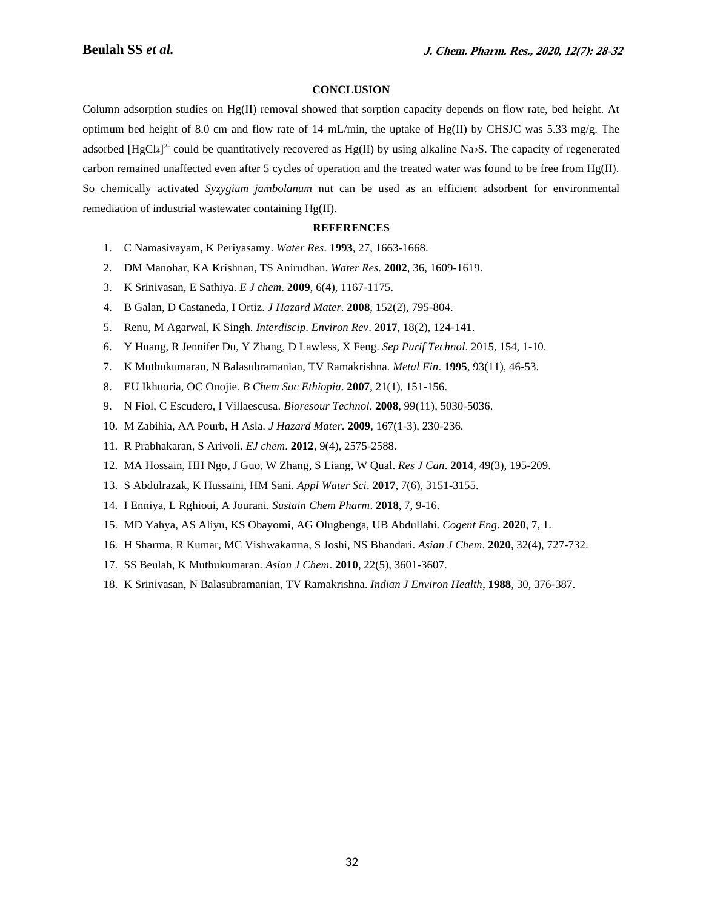## CONCLUSION

Column adsorption studies on Hg(II) removal showed that sorption capacity depends on flow rate, bed height. At optimum bed height of 8.0 cm and flow rate of 14 mL/min, the uptake of Hg(II) by CHSJC was 5.33 mg/g. The adsorbed $[HgCl_4]^{2-}$ could be quantitatively recovered as Hg(II) by using alkaline $Na_2S$. The capacity of regenerated carbon remained unaffected even after 5 cycles of operation and the treated water was found to be free from Hg(II). So chemically activated *Syzygium jambolanum* nut can be used as an efficient adsorbent for environmental remediation of industrial wastewater containing Hg(II).

## REFERENCES

1. C Namasivayam, K Periyasamy. *Water Res*. **1993**, 27, 1663-1668.
2. DM Manohar, KA Krishnan, TS Anirudhan. *Water Res*. **2002**, 36, 1609-1619.
3. K Srinivasan, E Sathiya. *E J chem*. **2009**, 6(4), 1167-1175.
4. B Galan, D Castaneda, I Ortiz. *J Hazard Mater*. **2008**, 152(2), 795-804.
5. Renu, M Agarwal, K Singh. *Interdiscip*. *Environ Rev*. **2017**, 18(2), 124-141.
6. Y Huang, R Jennifer Du, Y Zhang, D Lawless, X Feng. *Sep Purif Technol*. 2015, 154, 1-10.
7. K Muthukumaran, N Balasubramanian, TV Ramakrishna. *Metal Fin*. **1995**, 93(11), 46-53.
8. EU Ikhuoria, OC Onojie. *B Chem Soc Ethiopia*. **2007**, 21(1), 151-156.
9. N Fiol, C Escudero, I Villaescusa. *Bioresour Technol*. **2008**, 99(11), 5030-5036.
10. M Zabihia, AA Pourb, H Asla. *J Hazard Mater*. **2009**, 167(1-3), 230-236.
11. R Prabhakaran, S Arivoli. *EJ chem*. **2012**, 9(4), 2575-2588.
12. MA Hossain, HH Ngo, J Guo, W Zhang, S Liang, W Qual. *Res J Can*. **2014**, 49(3), 195-209.
13. S Abdulrazak, K Hussaini, HM Sani. *Appl Water Sci*. **2017**, 7(6), 3151-3155.
14. I Enniya, L Rghioui, A Jourani. *Sustain Chem Pharm*. **2018**, 7, 9-16.
15. MD Yahya, AS Aliyu, KS Obayomi, AG Olugbenga, UB Abdullahi. *Cogent Eng*. **2020**, 7, 1.
16. H Sharma, R Kumar, MC Vishwakarma, S Joshi, NS Bhandari. *Asian J Chem*. **2020**, 32(4), 727-732.
17. SS Beulah, K Muthukumaran. *Asian J Chem*. **2010**, 22(5), 3601-3607.
18. K Srinivasan, N Balasubramanian, TV Ramakrishna. *Indian J Environ Health*, **1988**, 30, 376-387.